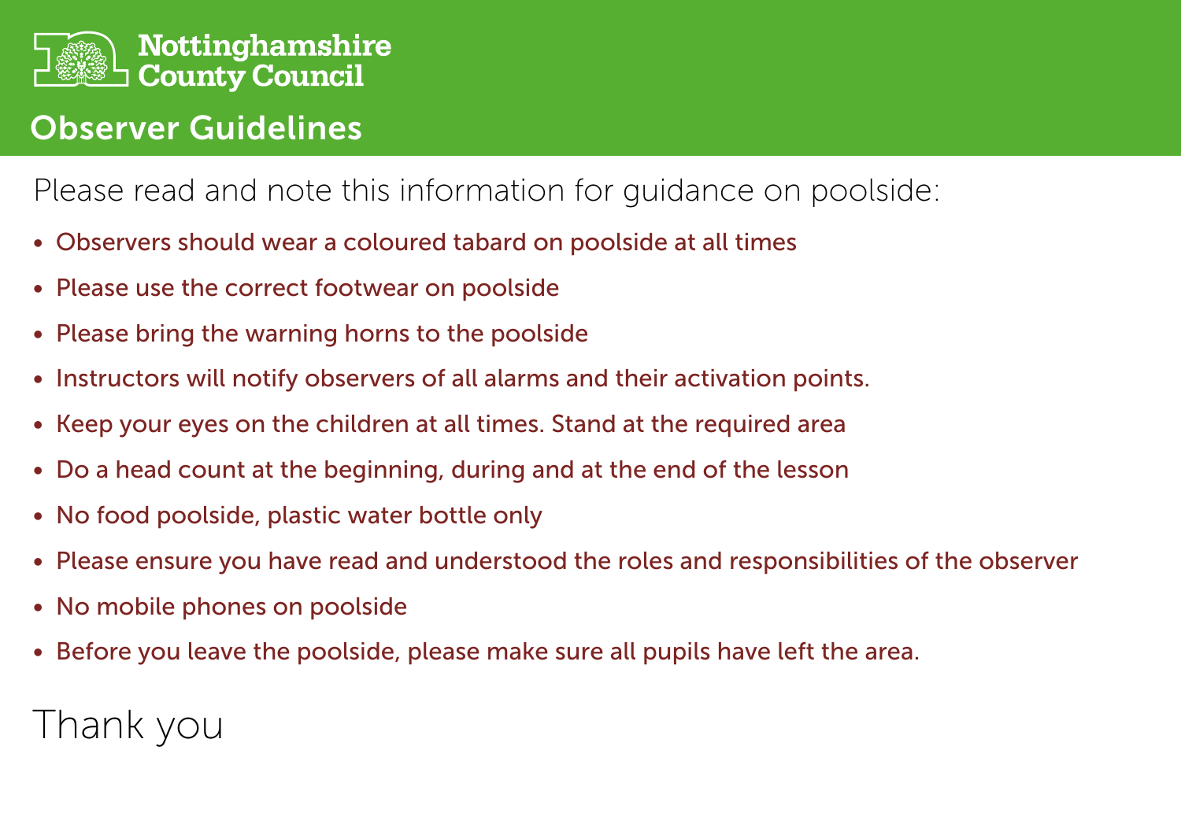Nottinghamshire County Council

# Observer Guidelines

Please read and note this information for guidance on poolside:

- Observers should wear a coloured tabard on poolside at all times
- Please use the correct footwear on poolside
- Please bring the warning horns to the poolside
- Instructors will notify observers of all alarms and their activation points.
- Keep your eyes on the children at all times. Stand at the required area
- Do a head count at the beginning, during and at the end of the lesson
- No food poolside, plastic water bottle only
- Please ensure you have read and understood the roles and responsibilities of the observer
- No mobile phones on poolside
- Before you leave the poolside, please make sure all pupils have left the area.

Thank you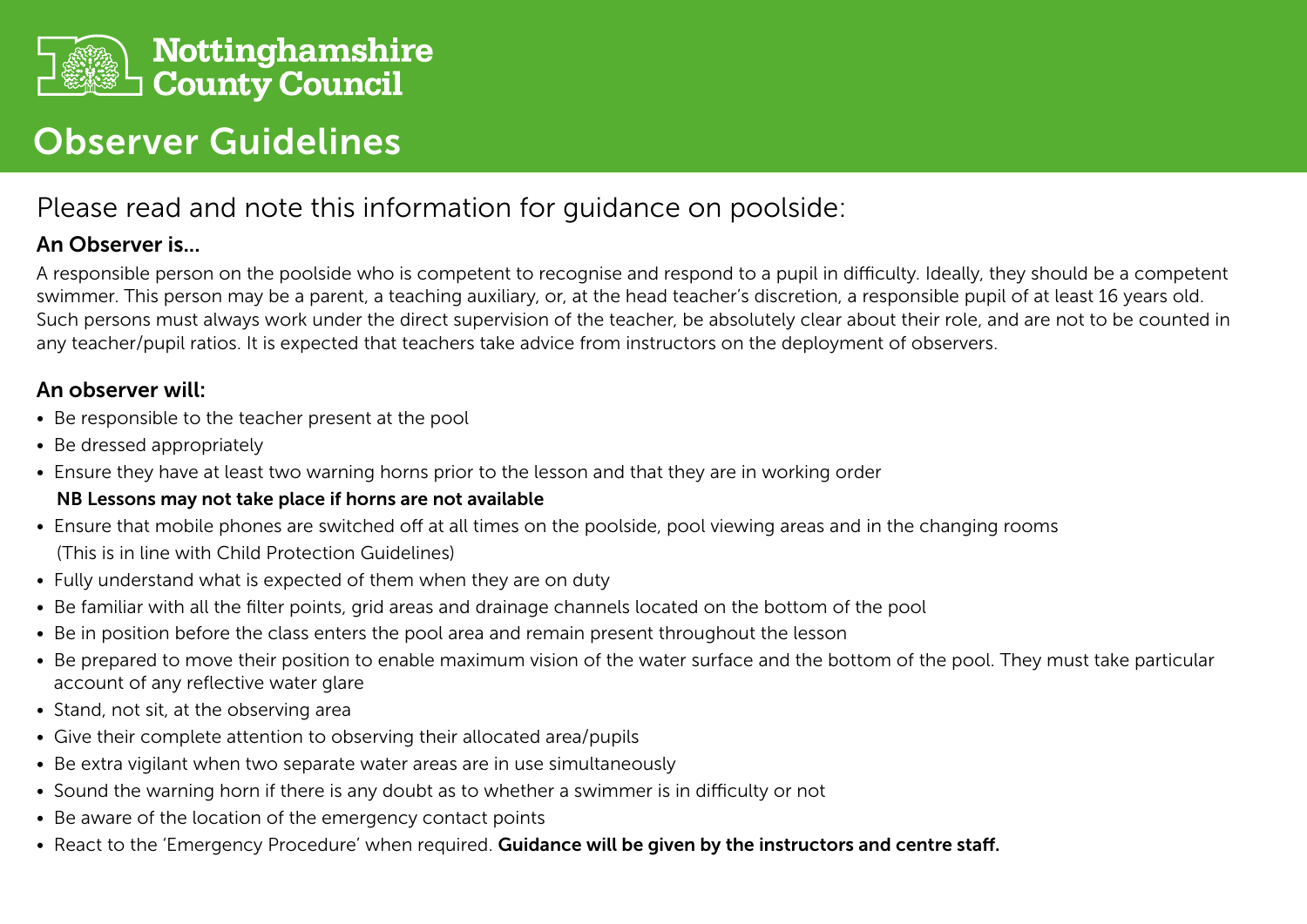Nottinghamshire County Council

# Observer Guidelines

## Please read and note this information for guidance on poolside:

### An Observer is...

A responsible person on the poolside who is competent to recognise and respond to a pupil in difficulty. Ideally, they should be a competent swimmer. This person may be a parent, a teaching auxiliary, or, at the head teacher's discretion, a responsible pupil of at least 16 years old. Such persons must always work under the direct supervision of the teacher, be absolutely clear about their role, and are not to be counted in any teacher/pupil ratios. It is expected that teachers take advice from instructors on the deployment of observers.

### An observer will:

- Be responsible to the teacher present at the pool
- Be dressed appropriately
- Ensure they have at least two warning horns prior to the lesson and that they are in working order
  **NB Lessons may not take place if horns are not available**
- Ensure that mobile phones are switched off at all times on the poolside, pool viewing areas and in the changing rooms
  (This is in line with Child Protection Guidelines)
- Fully understand what is expected of them when they are on duty
- Be familiar with all the filter points, grid areas and drainage channels located on the bottom of the pool
- Be in position before the class enters the pool area and remain present throughout the lesson
- Be prepared to move their position to enable maximum vision of the water surface and the bottom of the pool. They must take particular account of any reflective water glare
- Stand, not sit, at the observing area
- Give their complete attention to observing their allocated area/pupils
- Be extra vigilant when two separate water areas are in use simultaneously
- Sound the warning horn if there is any doubt as to whether a swimmer is in difficulty or not
- Be aware of the location of the emergency contact points
- React to the 'Emergency Procedure' when required. **Guidance will be given by the instructors and centre staff.**